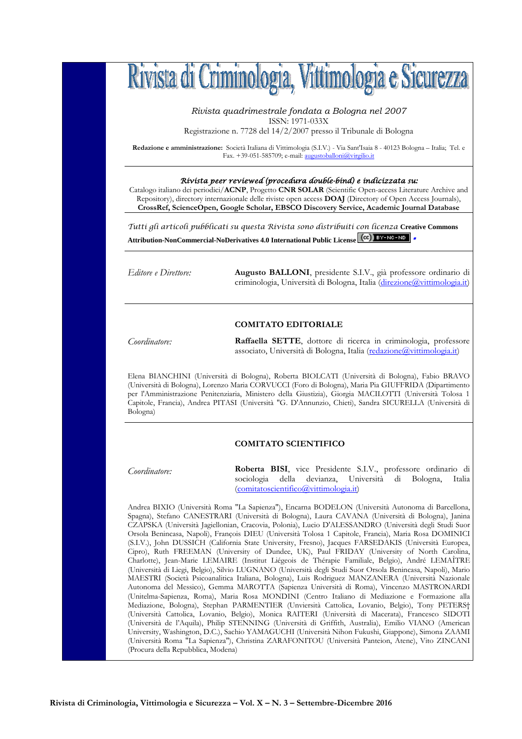# Rivista di Criminologia, Vittimologia e Sicurezza

*Rivista quadrimestrale fondata a Bologna nel 2007*
ISSN: 1971-033X
Registrazione n. 7728 del 14/2/2007 presso il Tribunale di Bologna

**Redazione e amministrazione:** Società Italiana di Vittimologia (S.I.V.) - Via Sant'Isaia 8 - 40123 Bologna – Italia; Tel. e Fax. +39-051-585709; e-mail: augustoballoni@virgilio.it

***Rivista peer reviewed (procedura double-bind) e indicizzata su:***
Catalogo italiano dei periodici/**ACNP**, Progetto **CNR SOLAR** (Scientific Open-access Literature Archive and Repository), directory internazionale delle riviste open access **DOAJ** (Directory of Open Access Journals), **CrossRef, ScienceOpen, Google Scholar, EBSCO Discovery Service, Academic Journal Database**

*Tutti gli articoli pubblicati su questa Rivista sono distribuiti con licenza* **Creative Commons Attribution-NonCommercial-NoDerivatives 4.0 International Public License**

*Editore e Direttore:* **Augusto BALLONI**, presidente S.I.V., già professore ordinario di criminologia, Università di Bologna, Italia (direzione@vittimologia.it)

## COMITATO EDITORIALE

*Coordinatore:* **Raffaella SETTE**, dottore di ricerca in criminologia, professore associato, Università di Bologna, Italia (redazione@vittimologia.it)

Elena BIANCHINI (Università di Bologna), Roberta BIOLCATI (Università di Bologna), Fabio BRAVO (Università di Bologna), Lorenzo Maria CORVUCCI (Foro di Bologna), Maria Pia GIUFFRIDA (Dipartimento per l'Amministrazione Penitenziaria, Ministero della Giustizia), Giorgia MACILOTTI (Università Tolosa 1 Capitole, Francia), Andrea PITASI (Università "G. D'Annunzio, Chieti), Sandra SICURELLA (Università di Bologna)

## COMITATO SCIENTIFICO

*Coordinatore:* **Roberta BISI**, vice Presidente S.I.V., professore ordinario di sociologia della devianza, Università di Bologna, Italia (comitatoscientifico@vittimologia.it)

Andrea BIXIO (Università Roma "La Sapienza"), Encarna BODELON (Università Autonoma di Barcellona, Spagna), Stefano CANESTRARI (Università di Bologna), Laura CAVANA (Università di Bologna), Janina CZAPSKA (Università Jagiellonian, Cracovia, Polonia), Lucio D'ALESSANDRO (Università degli Studi Suor Orsola Benincasa, Napoli), François DIEU (Università Tolosa 1 Capitole, Francia), Maria Rosa DOMINICI (S.I.V.), John DUSSICH (California State University, Fresno), Jacques FARSEDAKIS (Università Europea, Cipro), Ruth FREEMAN (University of Dundee, UK), Paul FRIDAY (University of North Carolina, Charlotte), Jean-Marie LEMAIRE (Institut Liégeois de Thérapie Familiale, Belgio), André LEMAÎTRE (Università di Liegi, Belgio), Silvio LUGNANO (Università degli Studi Suor Orsola Benincasa, Napoli), Mario MAESTRI (Società Psicoanalitica Italiana, Bologna), Luis Rodriguez MANZANERA (Università Nazionale Autonoma del Messico), Gemma MAROTTA (Sapienza Università di Roma), Vincenzo MASTRONARDI (Unitelma-Sapienza, Roma), Maria Rosa MONDINI (Centro Italiano di Mediazione e Formazione alla Mediazione, Bologna), Stephan PARMENTIER (Unviersità Cattolica, Lovanio, Belgio), Tony PETERS† (Università Cattolica, Lovanio, Belgio), Monica RAITERI (Università di Macerata), Francesco SIDOTI (Università de l'Aquila), Philip STENNING (Università di Griffith, Australia), Emilio VIANO (American University, Washington, D.C.), Sachio YAMAGUCHI (Università Nihon Fukushi, Giappone), Simona ZAAMI (Università Roma "La Sapienza"), Christina ZARAFONITOU (Università Panteion, Atene), Vito ZINCANI (Procura della Repubblica, Modena)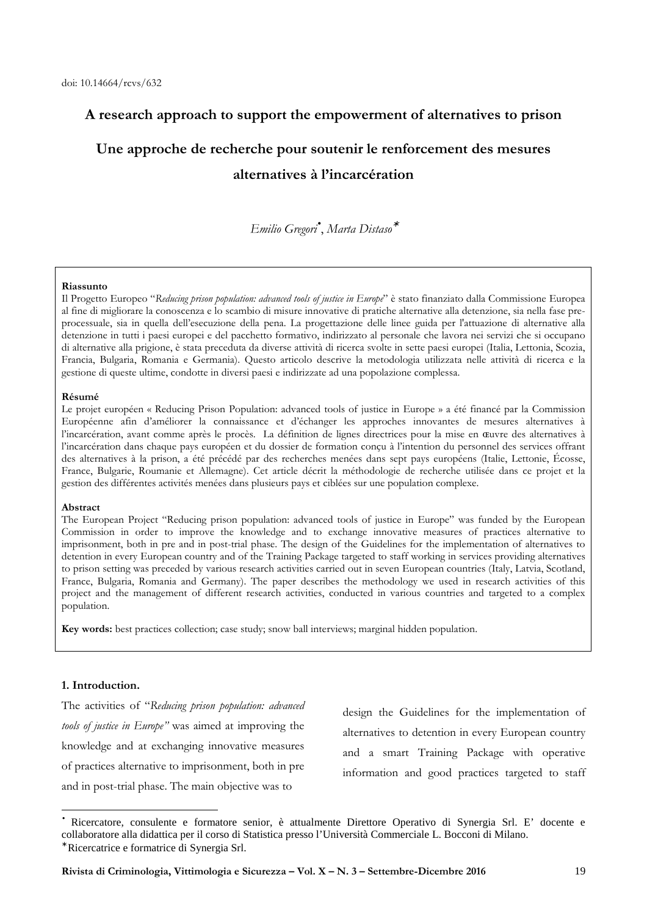doi: 10.14664/rcvs/632

# A research approach to support the empowerment of alternatives to prison

# Une approche de recherche pour soutenir le renforcement des mesures alternatives à l'incarcération

*Emilio Gregori*[•], *Marta Distaso*[*]

**Riassunto**

Il Progetto Europeo "*Reducing prison population: advanced tools of justice in Europe*" è stato finanziato dalla Commissione Europea al fine di migliorare la conoscenza e lo scambio di misure innovative di pratiche alternative alla detenzione, sia nella fase pre-processuale, sia in quella dell'esecuzione della pena. La progettazione delle linee guida per l'attuazione di alternative alla detenzione in tutti i paesi europei e del pacchetto formativo, indirizzato al personale che lavora nei servizi che si occupano di alternative alla prigione, è stata preceduta da diverse attività di ricerca svolte in sette paesi europei (Italia, Lettonia, Scozia, Francia, Bulgaria, Romania e Germania). Questo articolo descrive la metodologia utilizzata nelle attività di ricerca e la gestione di queste ultime, condotte in diversi paesi e indirizzate ad una popolazione complessa.

**Résumé**

Le projet européen « Reducing Prison Population: advanced tools of justice in Europe » a été financé par la Commission Européenne afin d'améliorer la connaissance et d'échanger les approches innovantes de mesures alternatives à l'incarcération, avant comme après le procès. La définition de lignes directrices pour la mise en œuvre des alternatives à l'incarcération dans chaque pays européen et du dossier de formation conçu à l'intention du personnel des services offrant des alternatives à la prison, a été précédé par des recherches menées dans sept pays européens (Italie, Lettonie, Écosse, France, Bulgarie, Roumanie et Allemagne). Cet article décrit la méthodologie de recherche utilisée dans ce projet et la gestion des différentes activités menées dans plusieurs pays et ciblées sur une population complexe.

**Abstract**

The European Project "Reducing prison population: advanced tools of justice in Europe" was funded by the European Commission in order to improve the knowledge and to exchange innovative measures of practices alternative to imprisonment, both in pre and in post-trial phase. The design of the Guidelines for the implementation of alternatives to detention in every European country and of the Training Package targeted to staff working in services providing alternatives to prison setting was preceded by various research activities carried out in seven European countries (Italy, Latvia, Scotland, France, Bulgaria, Romania and Germany). The paper describes the methodology we used in research activities of this project and the management of different research activities, conducted in various countries and targeted to a complex population.

**Key words:** best practices collection; case study; snow ball interviews; marginal hidden population.

## 1. Introduction.

The activities of "*Reducing prison population: advanced tools of justice in Europe"* was aimed at improving the knowledge and at exchanging innovative measures of practices alternative to imprisonment, both in pre and in post-trial phase. The main objective was to design the Guidelines for the implementation of alternatives to detention in every European country and a smart Training Package with operative information and good practices targeted to staff

---

[•] Ricercatore, consulente e formatore senior, è attualmente Direttore Operativo di Synergia Srl. E' docente e collaboratore alla didattica per il corso di Statistica presso l'Università Commerciale L. Bocconi di Milano.

[*] Ricercatrice e formatrice di Synergia Srl.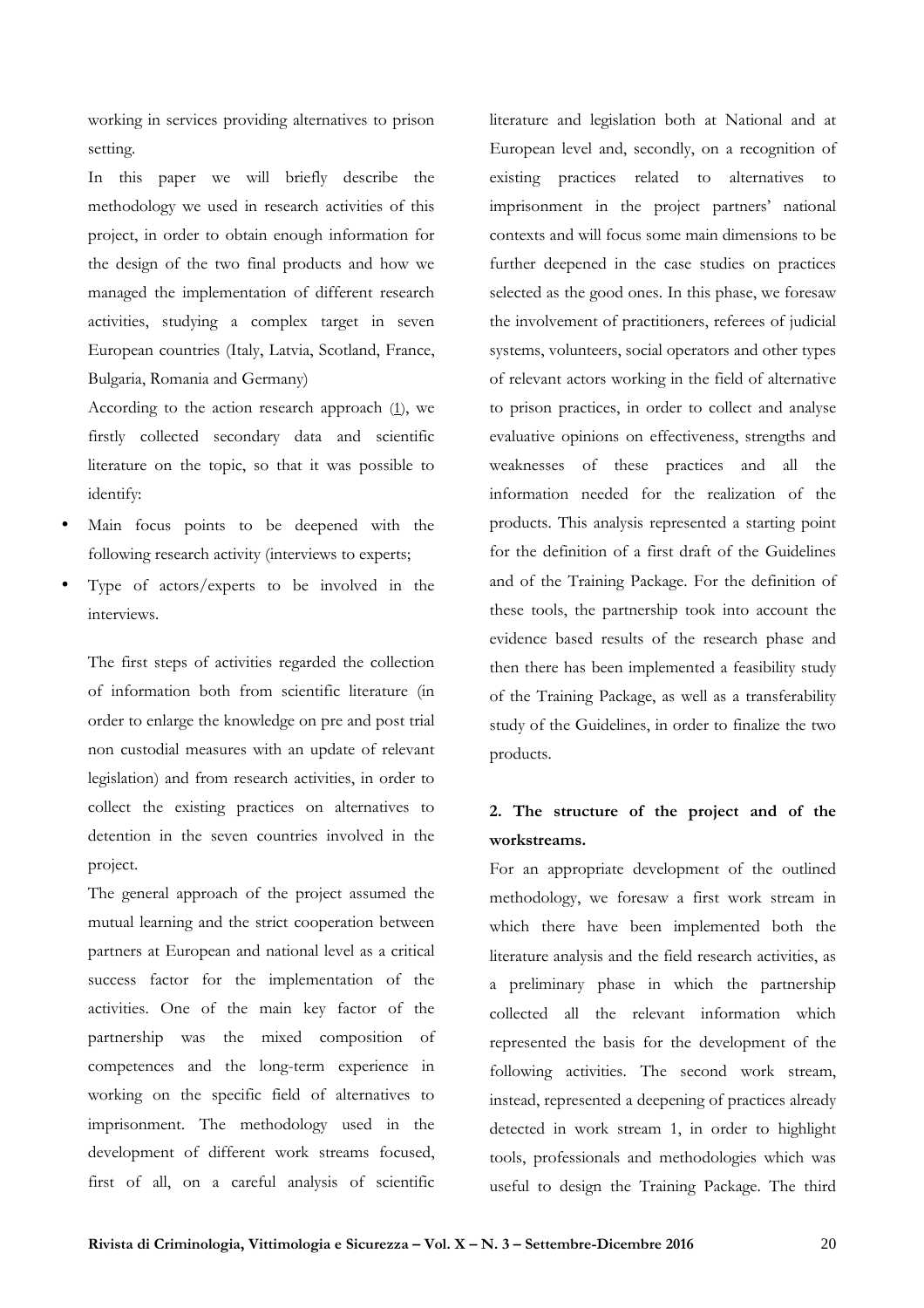working in services providing alternatives to prison setting.

In this paper we will briefly describe the methodology we used in research activities of this project, in order to obtain enough information for the design of the two final products and how we managed the implementation of different research activities, studying a complex target in seven European countries (Italy, Latvia, Scotland, France, Bulgaria, Romania and Germany)

According to the action research approach (1), we firstly collected secondary data and scientific literature on the topic, so that it was possible to identify:

- Main focus points to be deepened with the following research activity (interviews to experts;
- Type of actors/experts to be involved in the interviews.

The first steps of activities regarded the collection of information both from scientific literature (in order to enlarge the knowledge on pre and post trial non custodial measures with an update of relevant legislation) and from research activities, in order to collect the existing practices on alternatives to detention in the seven countries involved in the project.

The general approach of the project assumed the mutual learning and the strict cooperation between partners at European and national level as a critical success factor for the implementation of the activities. One of the main key factor of the partnership was the mixed composition of competences and the long-term experience in working on the specific field of alternatives to imprisonment. The methodology used in the development of different work streams focused, first of all, on a careful analysis of scientific literature and legislation both at National and at European level and, secondly, on a recognition of existing practices related to alternatives to imprisonment in the project partners' national contexts and will focus some main dimensions to be further deepened in the case studies on practices selected as the good ones. In this phase, we foresaw the involvement of practitioners, referees of judicial systems, volunteers, social operators and other types of relevant actors working in the field of alternative to prison practices, in order to collect and analyse evaluative opinions on effectiveness, strengths and weaknesses of these practices and all the information needed for the realization of the products. This analysis represented a starting point for the definition of a first draft of the Guidelines and of the Training Package. For the definition of these tools, the partnership took into account the evidence based results of the research phase and then there has been implemented a feasibility study of the Training Package, as well as a transferability study of the Guidelines, in order to finalize the two products.

## 2. The structure of the project and of the workstreams.

For an appropriate development of the outlined methodology, we foresaw a first work stream in which there have been implemented both the literature analysis and the field research activities, as a preliminary phase in which the partnership collected all the relevant information which represented the basis for the development of the following activities. The second work stream, instead, represented a deepening of practices already detected in work stream 1, in order to highlight tools, professionals and methodologies which was useful to design the Training Package. The third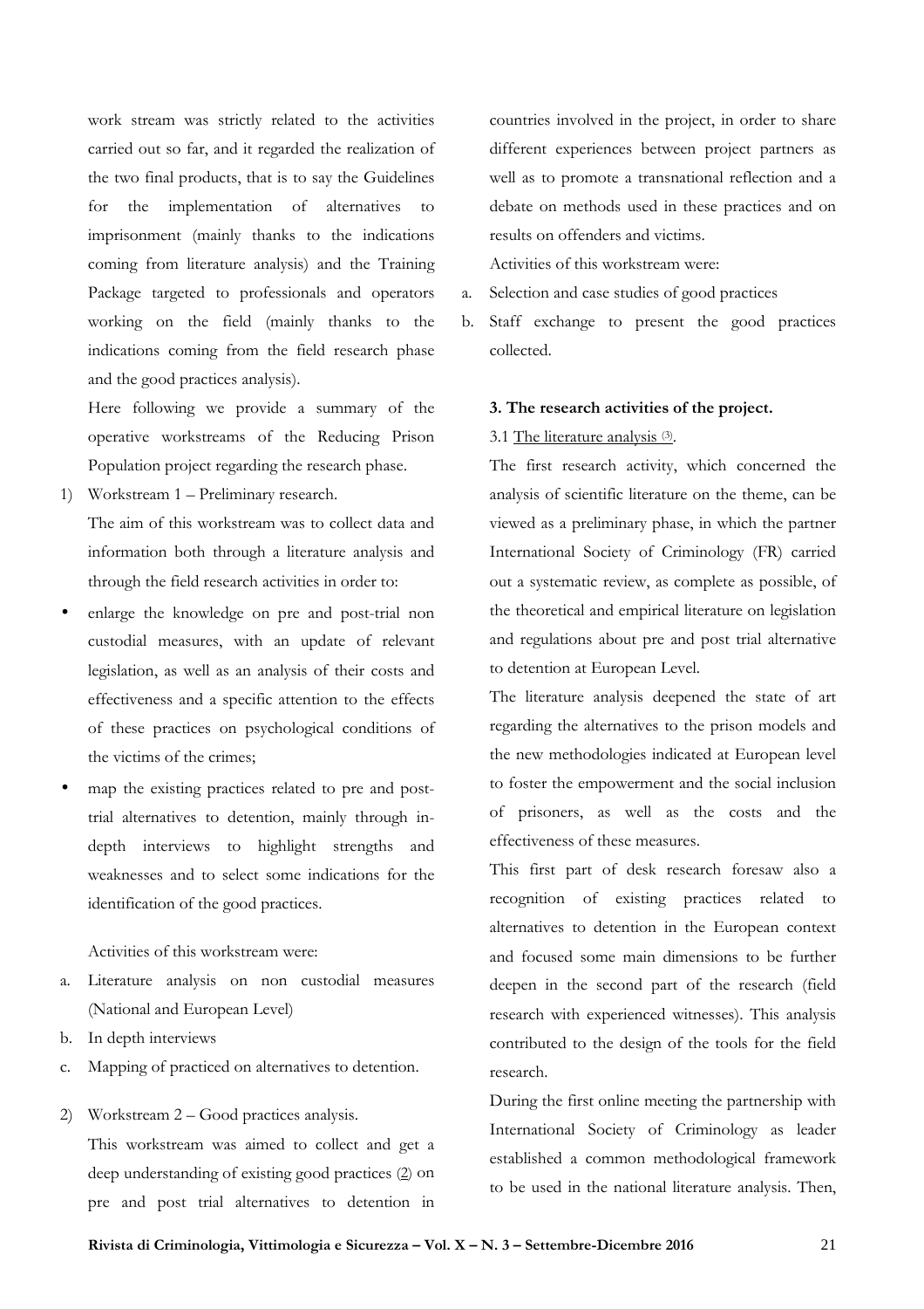work stream was strictly related to the activities carried out so far, and it regarded the realization of the two final products, that is to say the Guidelines for the implementation of alternatives to imprisonment (mainly thanks to the indications coming from literature analysis) and the Training Package targeted to professionals and operators working on the field (mainly thanks to the indications coming from the field research phase and the good practices analysis).

Here following we provide a summary of the operative workstreams of the Reducing Prison Population project regarding the research phase.

1) Workstream 1 – Preliminary research.

   The aim of this workstream was to collect data and information both through a literature analysis and through the field research activities in order to:

- enlarge the knowledge on pre and post-trial non custodial measures, with an update of relevant legislation, as well as an analysis of their costs and effectiveness and a specific attention to the effects of these practices on psychological conditions of the victims of the crimes;
- map the existing practices related to pre and post-trial alternatives to detention, mainly through in-depth interviews to highlight strengths and weaknesses and to select some indications for the identification of the good practices.

Activities of this workstream were:

a. Literature analysis on non custodial measures (National and European Level)
b. In depth interviews
c. Mapping of practiced on alternatives to detention.

2) Workstream 2 – Good practices analysis.

   This workstream was aimed to collect and get a deep understanding of existing good practices (2) on pre and post trial alternatives to detention in countries involved in the project, in order to share different experiences between project partners as well as to promote a transnational reflection and a debate on methods used in these practices and on results on offenders and victims.

   Activities of this workstream were:

a. Selection and case studies of good practices
b. Staff exchange to present the good practices collected.

### 3. The research activities of the project.

3.1 The literature analysis [3].

The first research activity, which concerned the analysis of scientific literature on the theme, can be viewed as a preliminary phase, in which the partner International Society of Criminology (FR) carried out a systematic review, as complete as possible, of the theoretical and empirical literature on legislation and regulations about pre and post trial alternative to detention at European Level.

The literature analysis deepened the state of art regarding the alternatives to the prison models and the new methodologies indicated at European level to foster the empowerment and the social inclusion of prisoners, as well as the costs and the effectiveness of these measures.

This first part of desk research foresaw also a recognition of existing practices related to alternatives to detention in the European context and focused some main dimensions to be further deepen in the second part of the research (field research with experienced witnesses). This analysis contributed to the design of the tools for the field research.

During the first online meeting the partnership with International Society of Criminology as leader established a common methodological framework to be used in the national literature analysis. Then,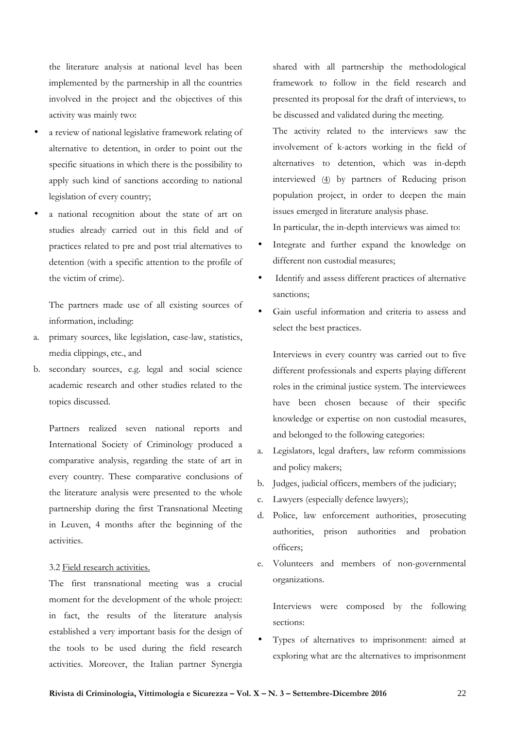the literature analysis at national level has been implemented by the partnership in all the countries involved in the project and the objectives of this activity was mainly two:

- a review of national legislative framework relating of alternative to detention, in order to point out the specific situations in which there is the possibility to apply such kind of sanctions according to national legislation of every country;
- a national recognition about the state of art on studies already carried out in this field and of practices related to pre and post trial alternatives to detention (with a specific attention to the profile of the victim of crime).

The partners made use of all existing sources of information, including:

a. primary sources, like legislation, case-law, statistics, media clippings, etc., and
b. secondary sources, e.g. legal and social science academic research and other studies related to the topics discussed.

Partners realized seven national reports and International Society of Criminology produced a comparative analysis, regarding the state of art in every country. These comparative conclusions of the literature analysis were presented to the whole partnership during the first Transnational Meeting in Leuven, 4 months after the beginning of the activities.

3.2 Field research activities.

The first transnational meeting was a crucial moment for the development of the whole project: in fact, the results of the literature analysis established a very important basis for the design of the tools to be used during the field research activities. Moreover, the Italian partner Synergia shared with all partnership the methodological framework to follow in the field research and presented its proposal for the draft of interviews, to be discussed and validated during the meeting.

The activity related to the interviews saw the involvement of k-actors working in the field of alternatives to detention, which was in-depth interviewed (4) by partners of Reducing prison population project, in order to deepen the main issues emerged in literature analysis phase.

In particular, the in-depth interviews was aimed to:

- Integrate and further expand the knowledge on different non custodial measures;
- Identify and assess different practices of alternative sanctions;
- Gain useful information and criteria to assess and select the best practices.

Interviews in every country was carried out to five different professionals and experts playing different roles in the criminal justice system. The interviewees have been chosen because of their specific knowledge or expertise on non custodial measures, and belonged to the following categories:

a. Legislators, legal drafters, law reform commissions and policy makers;
b. Judges, judicial officers, members of the judiciary;
c. Lawyers (especially defence lawyers);
d. Police, law enforcement authorities, prosecuting authorities, prison authorities and probation officers;
e. Volunteers and members of non-governmental organizations.

Interviews were composed by the following sections:

- Types of alternatives to imprisonment: aimed at exploring what are the alternatives to imprisonment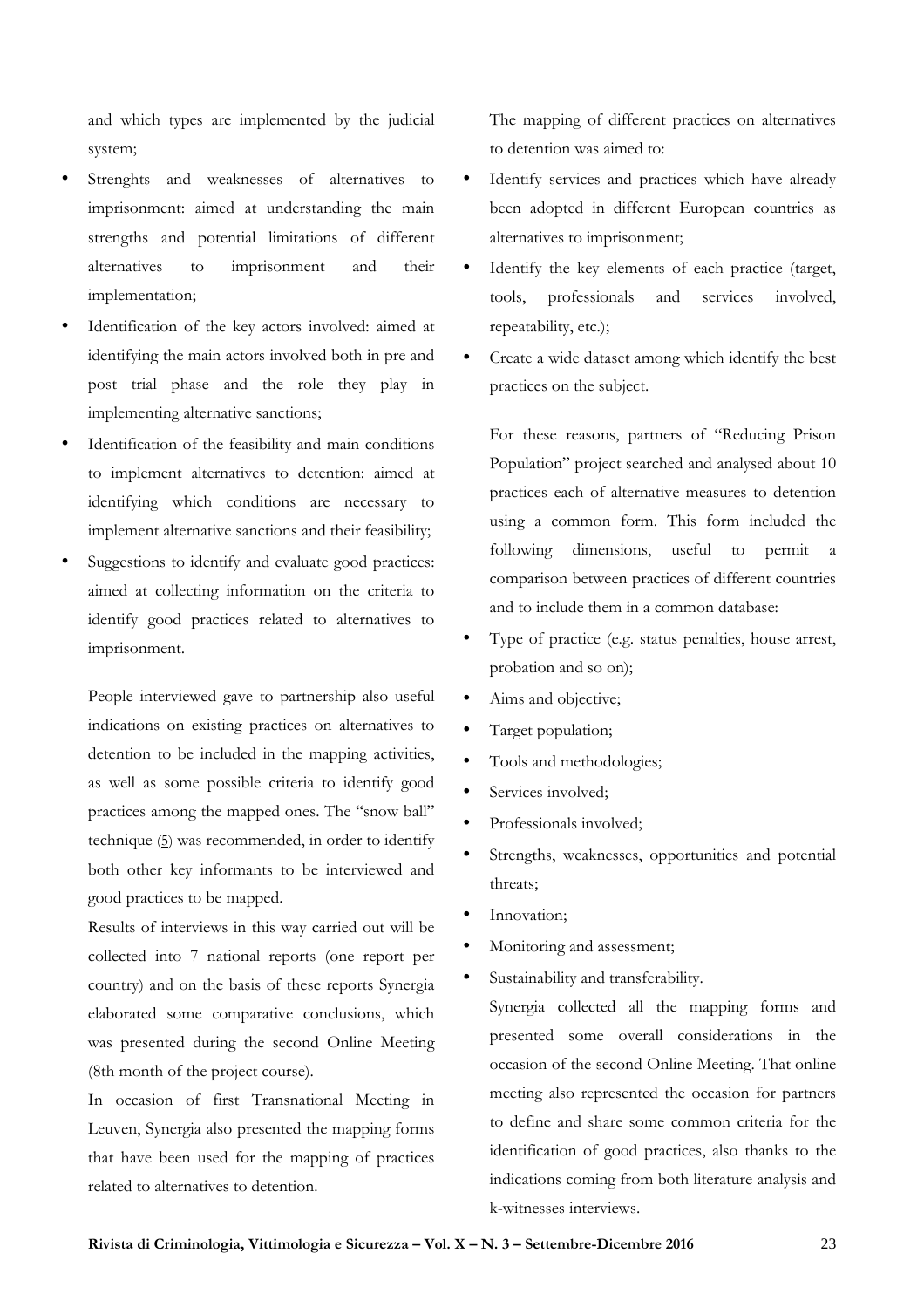and which types are implemented by the judicial system;

- Strenghts and weaknesses of alternatives to imprisonment: aimed at understanding the main strengths and potential limitations of different alternatives to imprisonment and their implementation;
- Identification of the key actors involved: aimed at identifying the main actors involved both in pre and post trial phase and the role they play in implementing alternative sanctions;
- Identification of the feasibility and main conditions to implement alternatives to detention: aimed at identifying which conditions are necessary to implement alternative sanctions and their feasibility;
- Suggestions to identify and evaluate good practices: aimed at collecting information on the criteria to identify good practices related to alternatives to imprisonment.

People interviewed gave to partnership also useful indications on existing practices on alternatives to detention to be included in the mapping activities, as well as some possible criteria to identify good practices among the mapped ones. The "snow ball" technique (5) was recommended, in order to identify both other key informants to be interviewed and good practices to be mapped.

Results of interviews in this way carried out will be collected into 7 national reports (one report per country) and on the basis of these reports Synergia elaborated some comparative conclusions, which was presented during the second Online Meeting (8th month of the project course).

In occasion of first Transnational Meeting in Leuven, Synergia also presented the mapping forms that have been used for the mapping of practices related to alternatives to detention.

The mapping of different practices on alternatives to detention was aimed to:

- Identify services and practices which have already been adopted in different European countries as alternatives to imprisonment;
- Identify the key elements of each practice (target, tools, professionals and services involved, repeatability, etc.);
- Create a wide dataset among which identify the best practices on the subject.

For these reasons, partners of "Reducing Prison Population" project searched and analysed about 10 practices each of alternative measures to detention using a common form. This form included the following dimensions, useful to permit a comparison between practices of different countries and to include them in a common database:

- Type of practice (e.g. status penalties, house arrest, probation and so on);
- Aims and objective;
- Target population;
- Tools and methodologies;
- Services involved;
- Professionals involved;
- Strengths, weaknesses, opportunities and potential threats;
- Innovation;
- Monitoring and assessment;
- Sustainability and transferability.

Synergia collected all the mapping forms and presented some overall considerations in the occasion of the second Online Meeting. That online meeting also represented the occasion for partners to define and share some common criteria for the identification of good practices, also thanks to the indications coming from both literature analysis and k-witnesses interviews.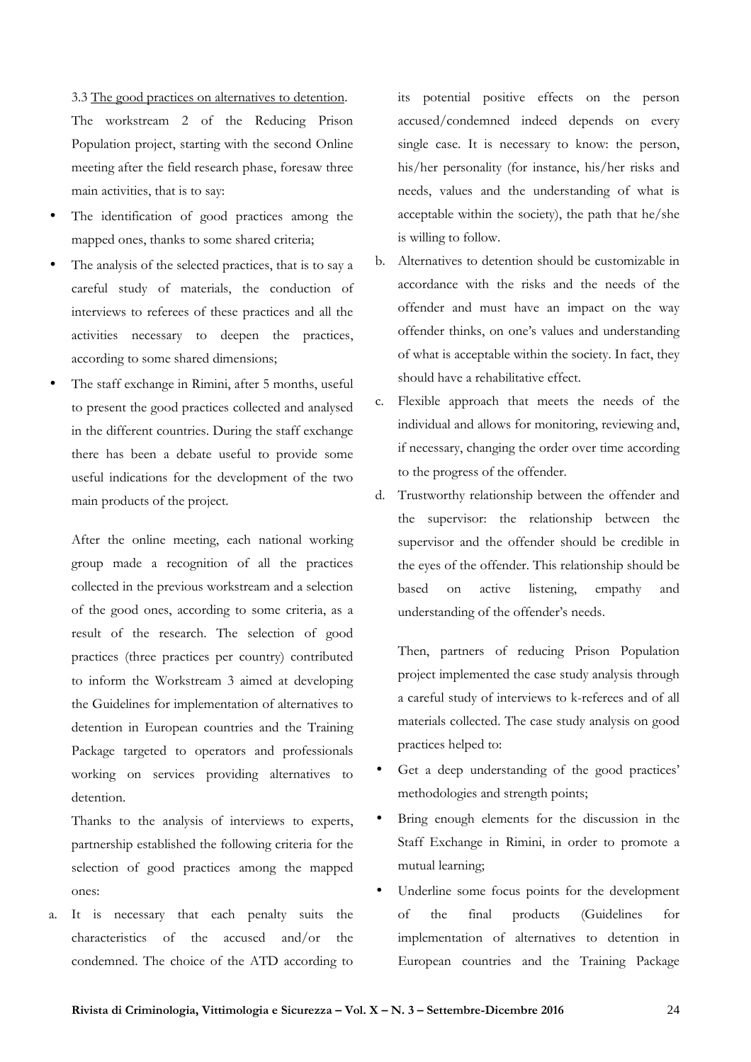3.3 The good practices on alternatives to detention.

The workstream 2 of the Reducing Prison Population project, starting with the second Online meeting after the field research phase, foresaw three main activities, that is to say:

- The identification of good practices among the mapped ones, thanks to some shared criteria;
- The analysis of the selected practices, that is to say a careful study of materials, the conduction of interviews to referees of these practices and all the activities necessary to deepen the practices, according to some shared dimensions;
- The staff exchange in Rimini, after 5 months, useful to present the good practices collected and analysed in the different countries. During the staff exchange there has been a debate useful to provide some useful indications for the development of the two main products of the project.

After the online meeting, each national working group made a recognition of all the practices collected in the previous workstream and a selection of the good ones, according to some criteria, as a result of the research. The selection of good practices (three practices per country) contributed to inform the Workstream 3 aimed at developing the Guidelines for implementation of alternatives to detention in European countries and the Training Package targeted to operators and professionals working on services providing alternatives to detention.

Thanks to the analysis of interviews to experts, partnership established the following criteria for the selection of good practices among the mapped ones:

a. It is necessary that each penalty suits the characteristics of the accused and/or the condemned. The choice of the ATD according to its potential positive effects on the person accused/condemned indeed depends on every single case. It is necessary to know: the person, his/her personality (for instance, his/her risks and needs, values and the understanding of what is acceptable within the society), the path that he/she is willing to follow.
b. Alternatives to detention should be customizable in accordance with the risks and the needs of the offender and must have an impact on the way offender thinks, on one's values and understanding of what is acceptable within the society. In fact, they should have a rehabilitative effect.
c. Flexible approach that meets the needs of the individual and allows for monitoring, reviewing and, if necessary, changing the order over time according to the progress of the offender.
d. Trustworthy relationship between the offender and the supervisor: the relationship between the supervisor and the offender should be credible in the eyes of the offender. This relationship should be based on active listening, empathy and understanding of the offender's needs.

Then, partners of reducing Prison Population project implemented the case study analysis through a careful study of interviews to k-referees and of all materials collected. The case study analysis on good practices helped to:

- Get a deep understanding of the good practices' methodologies and strength points;
- Bring enough elements for the discussion in the Staff Exchange in Rimini, in order to promote a mutual learning;
- Underline some focus points for the development of the final products (Guidelines for implementation of alternatives to detention in European countries and the Training Package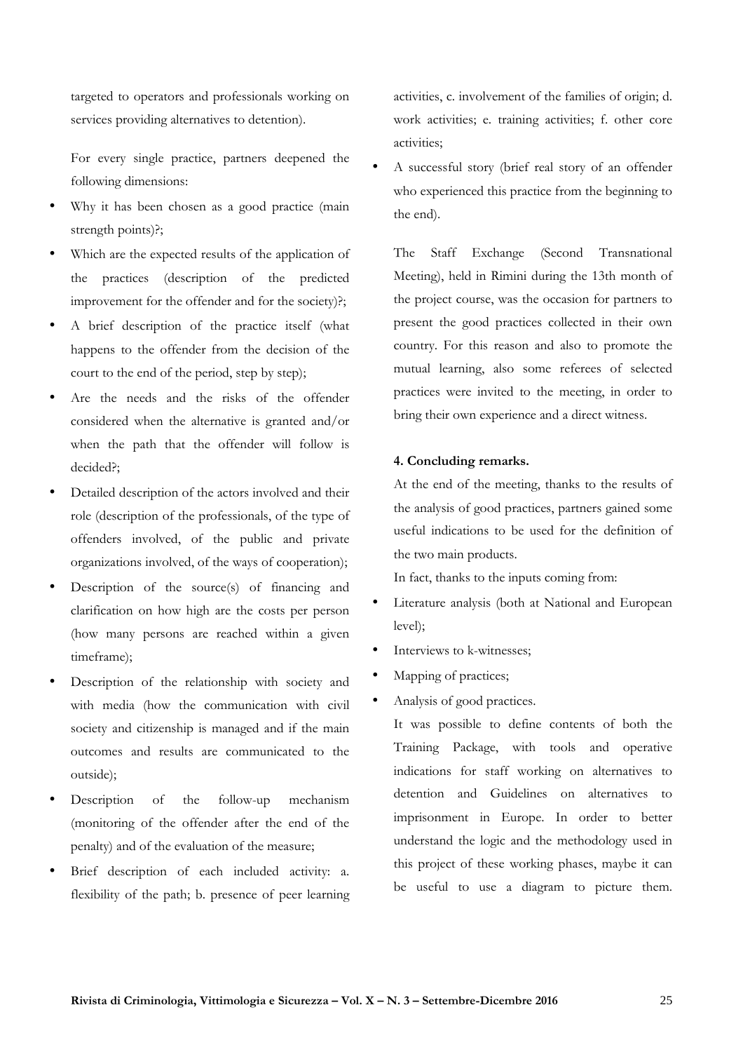targeted to operators and professionals working on services providing alternatives to detention).

For every single practice, partners deepened the following dimensions:

- Why it has been chosen as a good practice (main strength points)?;
- Which are the expected results of the application of the practices (description of the predicted improvement for the offender and for the society)?;
- A brief description of the practice itself (what happens to the offender from the decision of the court to the end of the period, step by step);
- Are the needs and the risks of the offender considered when the alternative is granted and/or when the path that the offender will follow is decided?;
- Detailed description of the actors involved and their role (description of the professionals, of the type of offenders involved, of the public and private organizations involved, of the ways of cooperation);
- Description of the source(s) of financing and clarification on how high are the costs per person (how many persons are reached within a given timeframe);
- Description of the relationship with society and with media (how the communication with civil society and citizenship is managed and if the main outcomes and results are communicated to the outside);
- Description of the follow-up mechanism (monitoring of the offender after the end of the penalty) and of the evaluation of the measure;
- Brief description of each included activity: a. flexibility of the path; b. presence of peer learning activities, c. involvement of the families of origin; d. work activities; e. training activities; f. other core activities;
- A successful story (brief real story of an offender who experienced this practice from the beginning to the end).

The Staff Exchange (Second Transnational Meeting), held in Rimini during the 13th month of the project course, was the occasion for partners to present the good practices collected in their own country. For this reason and also to promote the mutual learning, also some referees of selected practices were invited to the meeting, in order to bring their own experience and a direct witness.

#### 4. Concluding remarks.

At the end of the meeting, thanks to the results of the analysis of good practices, partners gained some useful indications to be used for the definition of the two main products.

In fact, thanks to the inputs coming from:

- Literature analysis (both at National and European level);
- Interviews to k-witnesses;
- Mapping of practices;
- Analysis of good practices.

It was possible to define contents of both the Training Package, with tools and operative indications for staff working on alternatives to detention and Guidelines on alternatives to imprisonment in Europe. In order to better understand the logic and the methodology used in this project of these working phases, maybe it can be useful to use a diagram to picture them.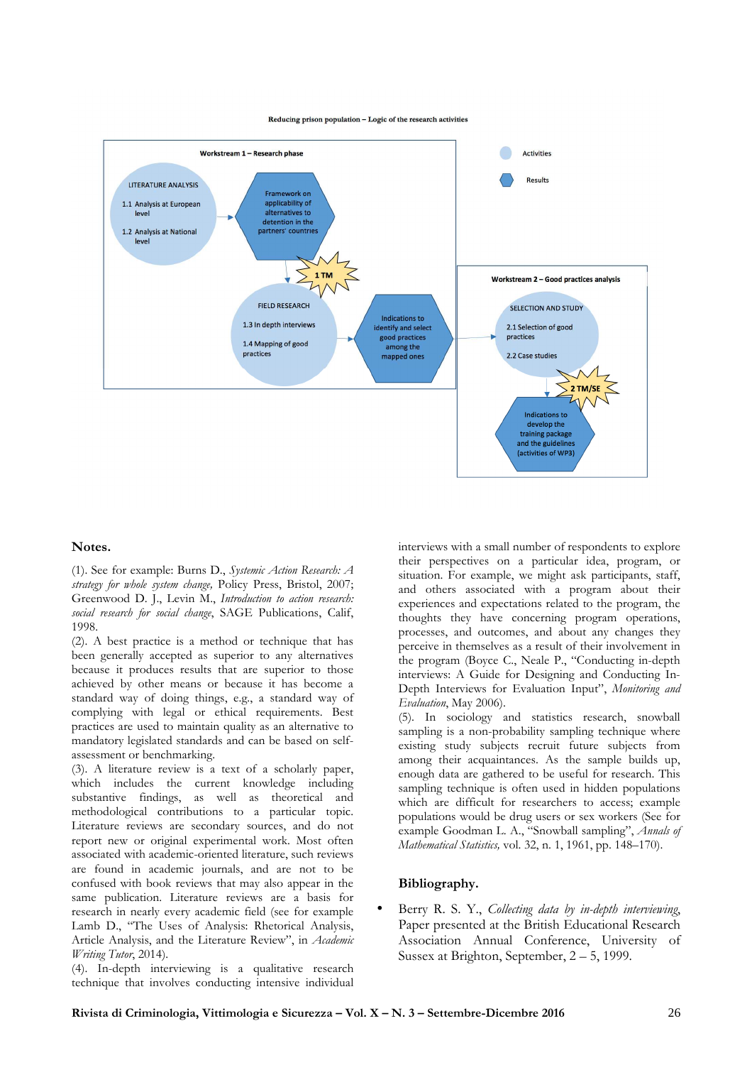Reducing prison population – Logic of the research activities

Workstream 1 – Research phase

LITERATURE ANALYSIS
1.1 Analysis at European level
1.2 Analysis at National level

Framework on applicability of alternatives to detention in the partners' countries

1 TM

FIELD RESEARCH
1.3 In depth interviews
1.4 Mapping of good practices

Indications to identify and select good practices among the mapped ones

Activities

Results

Workstream 2 – Good practices analysis

SELECTION AND STUDY
2.1 Selection of good practices
2.2 Case studies

2 TM/SE

Indications to develop the training package and the guidelines (activities of WP3)

## Notes.

(1). See for example: Burns D., *Systemic Action Research: A strategy for whole system change,* Policy Press, Bristol, 2007; Greenwood D. J., Levin M., *Introduction to action research: social research for social change*, SAGE Publications, Calif, 1998.

(2). A best practice is a method or technique that has been generally accepted as superior to any alternatives because it produces results that are superior to those achieved by other means or because it has become a standard way of doing things, e.g., a standard way of complying with legal or ethical requirements. Best practices are used to maintain quality as an alternative to mandatory legislated standards and can be based on self-assessment or benchmarking.

(3). A literature review is a text of a scholarly paper, which includes the current knowledge including substantive findings, as well as theoretical and methodological contributions to a particular topic. Literature reviews are secondary sources, and do not report new or original experimental work. Most often associated with academic-oriented literature, such reviews are found in academic journals, and are not to be confused with book reviews that may also appear in the same publication. Literature reviews are a basis for research in nearly every academic field (see for example Lamb D., "The Uses of Analysis: Rhetorical Analysis, Article Analysis, and the Literature Review", in *Academic Writing Tutor*, 2014).

(4). In-depth interviewing is a qualitative research technique that involves conducting intensive individual interviews with a small number of respondents to explore their perspectives on a particular idea, program, or situation. For example, we might ask participants, staff, and others associated with a program about their experiences and expectations related to the program, the thoughts they have concerning program operations, processes, and outcomes, and about any changes they perceive in themselves as a result of their involvement in the program (Boyce C., Neale P., "Conducting in-depth interviews: A Guide for Designing and Conducting In-Depth Interviews for Evaluation Input", *Monitoring and Evaluation*, May 2006).

(5). In sociology and statistics research, snowball sampling is a non-probability sampling technique where existing study subjects recruit future subjects from among their acquaintances. As the sample builds up, enough data are gathered to be useful for research. This sampling technique is often used in hidden populations which are difficult for researchers to access; example populations would be drug users or sex workers (See for example Goodman L. A., "Snowball sampling", *Annals of Mathematical Statistics,* vol. 32, n. 1, 1961, pp. 148–170).

## Bibliography.

- Berry R. S. Y., *Collecting data by in-depth interviewing*, Paper presented at the British Educational Research Association Annual Conference, University of Sussex at Brighton, September, 2 – 5, 1999.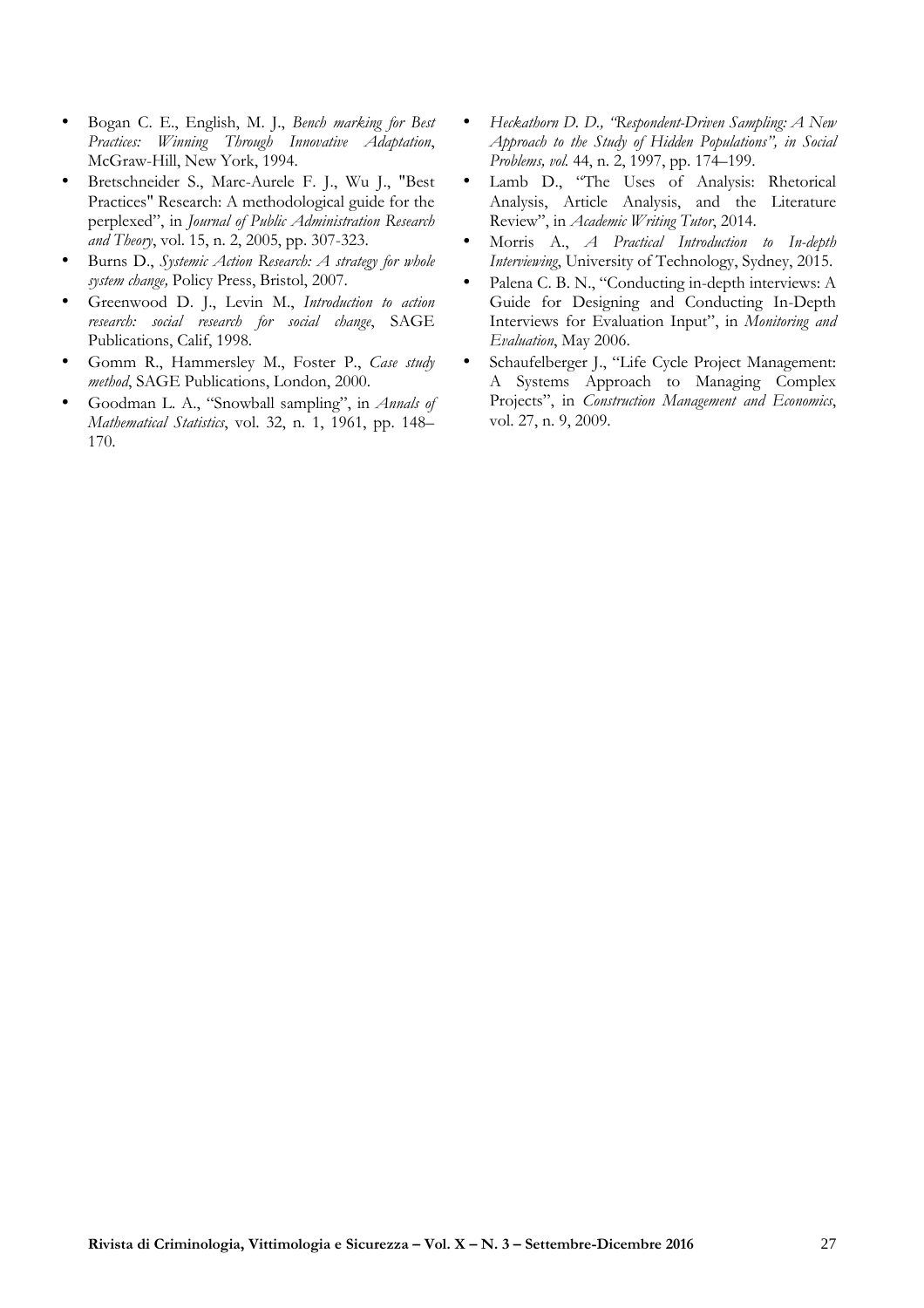- Bogan C. E., English, M. J., *Bench marking for Best Practices: Winning Through Innovative Adaptation*, McGraw-Hill, New York, 1994.
- Bretschneider S., Marc-Aurele F. J., Wu J., "Best Practices" Research: A methodological guide for the perplexed", in *Journal of Public Administration Research and Theory*, vol. 15, n. 2, 2005, pp. 307-323.
- Burns D., *Systemic Action Research: A strategy for whole system change,* Policy Press, Bristol, 2007.
- Greenwood D. J., Levin M., *Introduction to action research: social research for social change*, SAGE Publications, Calif, 1998.
- Gomm R., Hammersley M., Foster P., *Case study method*, SAGE Publications, London, 2000.
- Goodman L. A., "Snowball sampling", in *Annals of Mathematical Statistics*, vol. 32, n. 1, 1961, pp. 148–170.
- *Heckathorn D. D., "Respondent-Driven Sampling: A New Approach to the Study of Hidden Populations", in Social Problems, vol.* 44, n. 2, 1997, pp. 174–199.
- Lamb D., "The Uses of Analysis: Rhetorical Analysis, Article Analysis, and the Literature Review", in *Academic Writing Tutor*, 2014.
- Morris A., *A Practical Introduction to In-depth Interviewing*, University of Technology, Sydney, 2015.
- Palena C. B. N., "Conducting in-depth interviews: A Guide for Designing and Conducting In-Depth Interviews for Evaluation Input", in *Monitoring and Evaluation*, May 2006.
- Schaufelberger J., "Life Cycle Project Management: A Systems Approach to Managing Complex Projects", in *Construction Management and Economics*, vol. 27, n. 9, 2009.